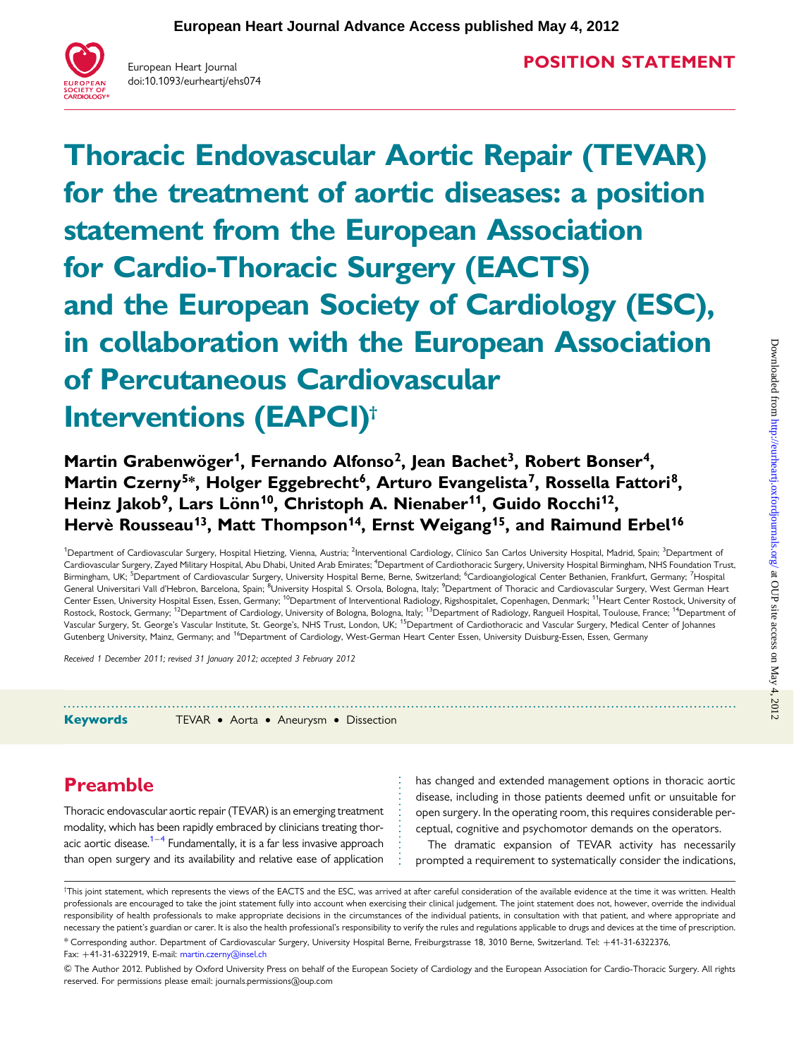POSITION STATEMENT

# Thoracic Endovascular Aortic Repair (TEVAR) for the treatment of aortic diseases: a position statement from the European Association for Cardio-Thoracic Surgery (EACTS) and the European Society of Cardiology (ESC), in collaboration with the European Association of Percutaneous Cardiovascular Interventions (EAPCI)†

**Martin Grabenwöger[1], Fernando Alfonso[2], Jean Bachet[3], Robert Bonser[4], Martin Czerny[5]*, Holger Eggebrecht[6], Arturo Evangelista[7], Rossella Fattori[8], Heinz Jakob[9], Lars Lönn[10], Christoph A. Nienaber[11], Guido Rocchi[12], Hervè Rousseau[13], Matt Thompson[14], Ernst Weigang[15], and Raimund Erbel[16]**

[1]Department of Cardiovascular Surgery, Hospital Hietzing, Vienna, Austria; [2]Interventional Cardiology, Clínico San Carlos University Hospital, Madrid, Spain; [3]Department of Cardiovascular Surgery, Zayed Military Hospital, Abu Dhabi, United Arab Emirates; [4]Department of Cardiothoracic Surgery, University Hospital Birmingham, NHS Foundation Trust, Birmingham, UK; [5]Department of Cardiovascular Surgery, University Hospital Berne, Berne, Switzerland; [6]Cardioangiological Center Bethanien, Frankfurt, Germany; [7]Hospital General Universitari Vall d'Hebron, Barcelona, Spain; [8]University Hospital S. Orsola, Bologna, Italy; [9]Department of Thoracic and Cardiovascular Surgery, West German Heart Center Essen, University Hospital Essen, Essen, Germany; [10]Department of Interventional Radiology, Rigshospitalet, Copenhagen, Denmark; [11]Heart Center Rostock, University of Rostock, Rostock, Germany; [12]Department of Cardiology, University of Bologna, Bologna, Italy; [13]Department of Radiology, Rangueil Hospital, Toulouse, France; [14]Department of Vascular Surgery, St. George's Vascular Institute, St. George's, NHS Trust, London, UK; [15]Department of Cardiothoracic and Vascular Surgery, Medical Center of Johannes Gutenberg University, Mainz, Germany; and [16]Department of Cardiology, West-German Heart Center Essen, University Duisburg-Essen, Essen, Germany

*Received 1 December 2011; revised 31 January 2012; accepted 3 February 2012*

**Keywords** TEVAR • Aorta • Aneurysm • Dissection

## Preamble

Thoracic endovascular aortic repair (TEVAR) is an emerging treatment modality, which has been rapidly embraced by clinicians treating thoracic aortic disease.[1–4] Fundamentally, it is a far less invasive approach than open surgery and its availability and relative ease of application has changed and extended management options in thoracic aortic disease, including in those patients deemed unfit or unsuitable for open surgery. In the operating room, this requires considerable perceptual, cognitive and psychomotor demands on the operators.

The dramatic expansion of TEVAR activity has necessarily prompted a requirement to systematically consider the indications,

†This joint statement, which represents the views of the EACTS and the ESC, was arrived at after careful consideration of the available evidence at the time it was written. Health professionals are encouraged to take the joint statement fully into account when exercising their clinical judgement. The joint statement does not, however, override the individual responsibility of health professionals to make appropriate decisions in the circumstances of the individual patients, in consultation with that patient, and where appropriate and necessary the patient's guardian or carer. It is also the health professional's responsibility to verify the rules and regulations applicable to drugs and devices at the time of prescription.

* Corresponding author. Department of Cardiovascular Surgery, University Hospital Berne, Freiburgstrasse 18, 3010 Berne, Switzerland. Tel: +41-31-6322376, Fax: +41-31-6322919, E-mail: martin.czerny@insel.ch

© The Author 2012. Published by Oxford University Press on behalf of the European Society of Cardiology and the European Association for Cardio-Thoracic Surgery. All rights reserved. For permissions please email: journals.permissions@oup.com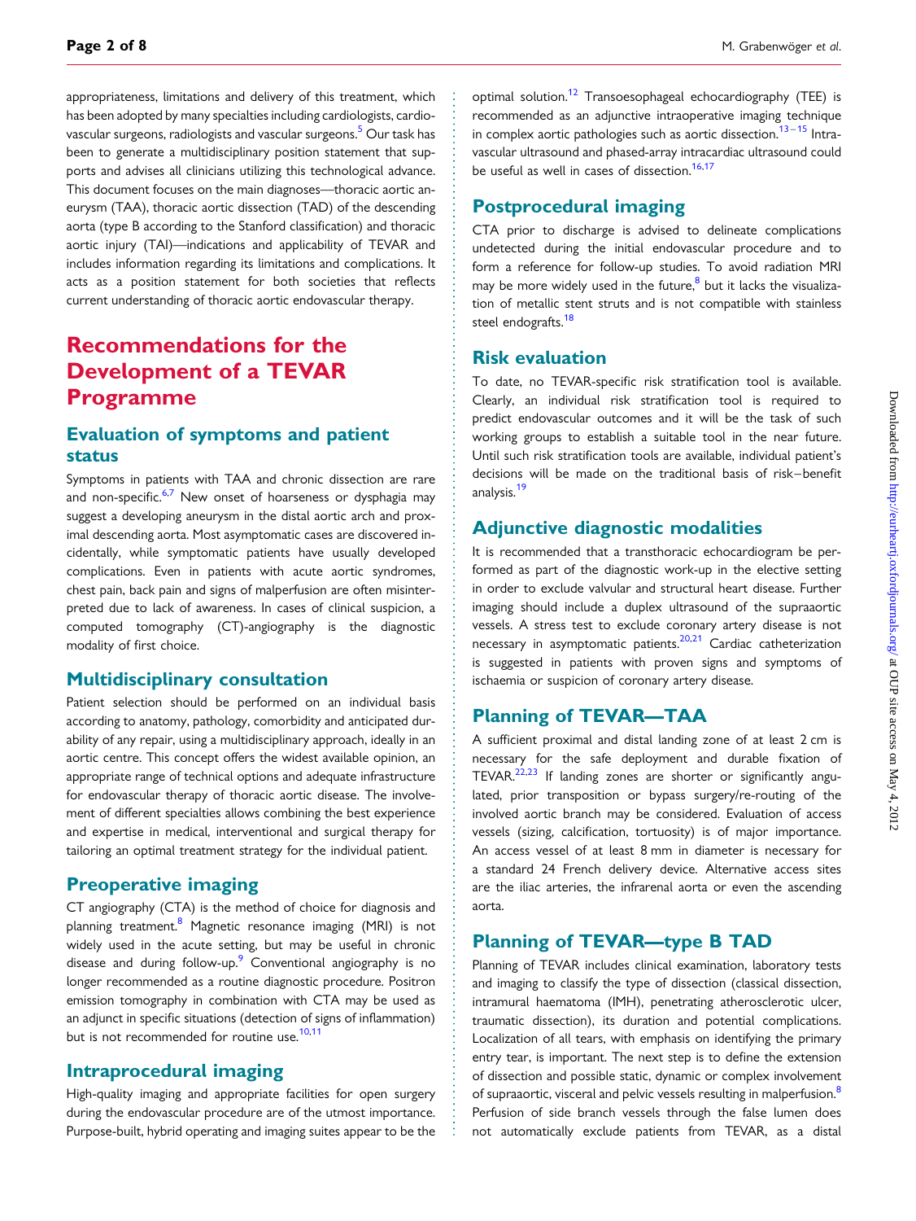appropriateness, limitations and delivery of this treatment, which has been adopted by many specialties including cardiologists, cardiovascular surgeons, radiologists and vascular surgeons.[5] Our task has been to generate a multidisciplinary position statement that supports and advises all clinicians utilizing this technological advance. This document focuses on the main diagnoses—thoracic aortic aneurysm (TAA), thoracic aortic dissection (TAD) of the descending aorta (type B according to the Stanford classification) and thoracic aortic injury (TAI)—indications and applicability of TEVAR and includes information regarding its limitations and complications. It acts as a position statement for both societies that reflects current understanding of thoracic aortic endovascular therapy.

# Recommendations for the Development of a TEVAR Programme

## Evaluation of symptoms and patient status

Symptoms in patients with TAA and chronic dissection are rare and non-specific.[6,7] New onset of hoarseness or dysphagia may suggest a developing aneurysm in the distal aortic arch and proximal descending aorta. Most asymptomatic cases are discovered incidentally, while symptomatic patients have usually developed complications. Even in patients with acute aortic syndromes, chest pain, back pain and signs of malperfusion are often misinterpreted due to lack of awareness. In cases of clinical suspicion, a computed tomography (CT)-angiography is the diagnostic modality of first choice.

## Multidisciplinary consultation

Patient selection should be performed on an individual basis according to anatomy, pathology, comorbidity and anticipated durability of any repair, using a multidisciplinary approach, ideally in an aortic centre. This concept offers the widest available opinion, an appropriate range of technical options and adequate infrastructure for endovascular therapy of thoracic aortic disease. The involvement of different specialties allows combining the best experience and expertise in medical, interventional and surgical therapy for tailoring an optimal treatment strategy for the individual patient.

## Preoperative imaging

CT angiography (CTA) is the method of choice for diagnosis and planning treatment.[8] Magnetic resonance imaging (MRI) is not widely used in the acute setting, but may be useful in chronic disease and during follow-up.[9] Conventional angiography is no longer recommended as a routine diagnostic procedure. Positron emission tomography in combination with CTA may be used as an adjunct in specific situations (detection of signs of inflammation) but is not recommended for routine use.[10,11]

## Intraprocedural imaging

High-quality imaging and appropriate facilities for open surgery during the endovascular procedure are of the utmost importance. Purpose-built, hybrid operating and imaging suites appear to be the optimal solution.[12] Transoesophageal echocardiography (TEE) is recommended as an adjunctive intraoperative imaging technique in complex aortic pathologies such as aortic dissection.[13–15] Intravascular ultrasound and phased-array intracardiac ultrasound could be useful as well in cases of dissection.[16,17]

## Postprocedural imaging

CTA prior to discharge is advised to delineate complications undetected during the initial endovascular procedure and to form a reference for follow-up studies. To avoid radiation MRI may be more widely used in the future,[8] but it lacks the visualization of metallic stent struts and is not compatible with stainless steel endografts.[18]

## Risk evaluation

To date, no TEVAR-specific risk stratification tool is available. Clearly, an individual risk stratification tool is required to predict endovascular outcomes and it will be the task of such working groups to establish a suitable tool in the near future. Until such risk stratification tools are available, individual patient's decisions will be made on the traditional basis of risk–benefit analysis.[19]

## Adjunctive diagnostic modalities

It is recommended that a transthoracic echocardiogram be performed as part of the diagnostic work-up in the elective setting in order to exclude valvular and structural heart disease. Further imaging should include a duplex ultrasound of the supraaortic vessels. A stress test to exclude coronary artery disease is not necessary in asymptomatic patients.[20,21] Cardiac catheterization is suggested in patients with proven signs and symptoms of ischaemia or suspicion of coronary artery disease.

## Planning of TEVAR—TAA

A sufficient proximal and distal landing zone of at least 2 cm is necessary for the safe deployment and durable fixation of TEVAR.[22,23] If landing zones are shorter or significantly angulated, prior transposition or bypass surgery/re-routing of the involved aortic branch may be considered. Evaluation of access vessels (sizing, calcification, tortuosity) is of major importance. An access vessel of at least 8 mm in diameter is necessary for a standard 24 French delivery device. Alternative access sites are the iliac arteries, the infrarenal aorta or even the ascending aorta.

## Planning of TEVAR—type B TAD

Planning of TEVAR includes clinical examination, laboratory tests and imaging to classify the type of dissection (classical dissection, intramural haematoma (IMH), penetrating atherosclerotic ulcer, traumatic dissection), its duration and potential complications. Localization of all tears, with emphasis on identifying the primary entry tear, is important. The next step is to define the extension of dissection and possible static, dynamic or complex involvement of supraaortic, visceral and pelvic vessels resulting in malperfusion.[8] Perfusion of side branch vessels through the false lumen does not automatically exclude patients from TEVAR, as a distal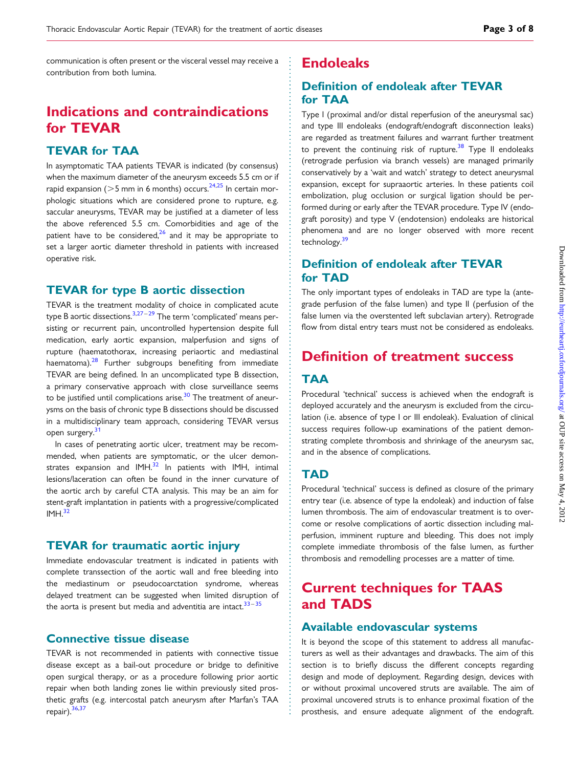communication is often present or the visceral vessel may receive a contribution from both lumina.

# Indications and contraindications for TEVAR

## TEVAR for TAA

In asymptomatic TAA patients TEVAR is indicated (by consensus) when the maximum diameter of the aneurysm exceeds 5.5 cm or if rapid expansion (>5 mm in 6 months) occurs.[24,25] In certain morphologic situations which are considered prone to rupture, e.g. saccular aneurysms, TEVAR may be justified at a diameter of less the above referenced 5.5 cm. Comorbidities and age of the patient have to be considered,[26] and it may be appropriate to set a larger aortic diameter threshold in patients with increased operative risk.

## TEVAR for type B aortic dissection

TEVAR is the treatment modality of choice in complicated acute type B aortic dissections.[3,27–29] The term 'complicated' means persisting or recurrent pain, uncontrolled hypertension despite full medication, early aortic expansion, malperfusion and signs of rupture (haematothorax, increasing periaortic and mediastinal haematoma).[28] Further subgroups benefiting from immediate TEVAR are being defined. In an uncomplicated type B dissection, a primary conservative approach with close surveillance seems to be justified until complications arise.[30] The treatment of aneurysms on the basis of chronic type B dissections should be discussed in a multidisciplinary team approach, considering TEVAR versus open surgery.[31]

In cases of penetrating aortic ulcer, treatment may be recommended, when patients are symptomatic, or the ulcer demonstrates expansion and IMH.[32] In patients with IMH, intimal lesions/laceration can often be found in the inner curvature of the aortic arch by careful CTA analysis. This may be an aim for stent-graft implantation in patients with a progressive/complicated IMH.[32]

## TEVAR for traumatic aortic injury

Immediate endovascular treatment is indicated in patients with complete transsection of the aortic wall and free bleeding into the mediastinum or pseudocoarctation syndrome, whereas delayed treatment can be suggested when limited disruption of the aorta is present but media and adventitia are intact.[33–35]

## Connective tissue disease

TEVAR is not recommended in patients with connective tissue disease except as a bail-out procedure or bridge to definitive open surgical therapy, or as a procedure following prior aortic repair when both landing zones lie within previously sited prosthetic grafts (e.g. intercostal patch aneurysm after Marfan's TAA repair).[36,37]

# Endoleaks

## Definition of endoleak after TEVAR for TAA

Type I (proximal and/or distal reperfusion of the aneurysmal sac) and type III endoleaks (endograft/endograft disconnection leaks) are regarded as treatment failures and warrant further treatment to prevent the continuing risk of rupture.[38] Type II endoleaks (retrograde perfusion via branch vessels) are managed primarily conservatively by a 'wait and watch' strategy to detect aneurysmal expansion, except for supraaortic arteries. In these patients coil embolization, plug occlusion or surgical ligation should be performed during or early after the TEVAR procedure. Type IV (endograft porosity) and type V (endotension) endoleaks are historical phenomena and are no longer observed with more recent technology.[39]

## Definition of endoleak after TEVAR for TAD

The only important types of endoleaks in TAD are type Ia (antegrade perfusion of the false lumen) and type II (perfusion of the false lumen via the overstented left subclavian artery). Retrograde flow from distal entry tears must not be considered as endoleaks.

# Definition of treatment success

## TAA

Procedural 'technical' success is achieved when the endograft is deployed accurately and the aneurysm is excluded from the circulation (i.e. absence of type I or III endoleak). Evaluation of clinical success requires follow-up examinations of the patient demonstrating complete thrombosis and shrinkage of the aneurysm sac, and in the absence of complications.

## TAD

Procedural 'technical' success is defined as closure of the primary entry tear (i.e. absence of type Ia endoleak) and induction of false lumen thrombosis. The aim of endovascular treatment is to overcome or resolve complications of aortic dissection including malperfusion, imminent rupture and bleeding. This does not imply complete immediate thrombosis of the false lumen, as further thrombosis and remodelling processes are a matter of time.

# Current techniques for TAAS and TADS

## Available endovascular systems

It is beyond the scope of this statement to address all manufacturers as well as their advantages and drawbacks. The aim of this section is to briefly discuss the different concepts regarding design and mode of deployment. Regarding design, devices with or without proximal uncovered struts are available. The aim of proximal uncovered struts is to enhance proximal fixation of the prosthesis, and ensure adequate alignment of the endograft.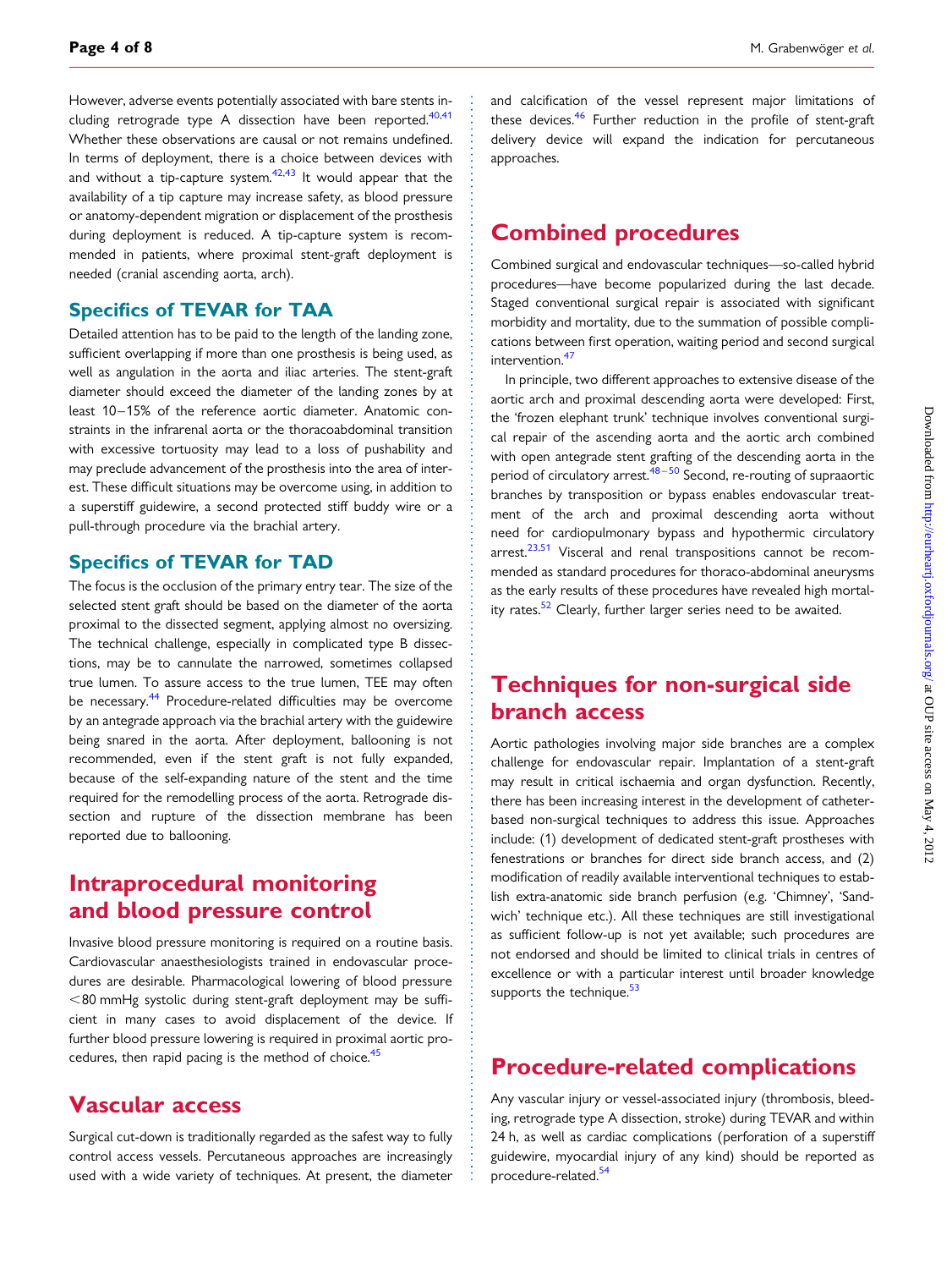However, adverse events potentially associated with bare stents including retrograde type A dissection have been reported.[40,41] Whether these observations are causal or not remains undefined. In terms of deployment, there is a choice between devices with and without a tip-capture system.[42,43] It would appear that the availability of a tip capture may increase safety, as blood pressure or anatomy-dependent migration or displacement of the prosthesis during deployment is reduced. A tip-capture system is recommended in patients, where proximal stent-graft deployment is needed (cranial ascending aorta, arch).

### Specifics of TEVAR for TAA

Detailed attention has to be paid to the length of the landing zone, sufficient overlapping if more than one prosthesis is being used, as well as angulation in the aorta and iliac arteries. The stent-graft diameter should exceed the diameter of the landing zones by at least 10–15% of the reference aortic diameter. Anatomic constraints in the infrarenal aorta or the thoracoabdominal transition with excessive tortuosity may lead to a loss of pushability and may preclude advancement of the prosthesis into the area of interest. These difficult situations may be overcome using, in addition to a superstiff guidewire, a second protected stiff buddy wire or a pull-through procedure via the brachial artery.

### Specifics of TEVAR for TAD

The focus is the occlusion of the primary entry tear. The size of the selected stent graft should be based on the diameter of the aorta proximal to the dissected segment, applying almost no oversizing. The technical challenge, especially in complicated type B dissections, may be to cannulate the narrowed, sometimes collapsed true lumen. To assure access to the true lumen, TEE may often be necessary.[44] Procedure-related difficulties may be overcome by an antegrade approach via the brachial artery with the guidewire being snared in the aorta. After deployment, ballooning is not recommended, even if the stent graft is not fully expanded, because of the self-expanding nature of the stent and the time required for the remodelling process of the aorta. Retrograde dissection and rupture of the dissection membrane has been reported due to ballooning.

## Intraprocedural monitoring and blood pressure control

Invasive blood pressure monitoring is required on a routine basis. Cardiovascular anaesthesiologists trained in endovascular procedures are desirable. Pharmacological lowering of blood pressure <80 mmHg systolic during stent-graft deployment may be sufficient in many cases to avoid displacement of the device. If further blood pressure lowering is required in proximal aortic procedures, then rapid pacing is the method of choice.[45]

## Vascular access

Surgical cut-down is traditionally regarded as the safest way to fully control access vessels. Percutaneous approaches are increasingly used with a wide variety of techniques. At present, the diameter and calcification of the vessel represent major limitations of these devices.[46] Further reduction in the profile of stent-graft delivery device will expand the indication for percutaneous approaches.

## Combined procedures

Combined surgical and endovascular techniques—so-called hybrid procedures—have become popularized during the last decade. Staged conventional surgical repair is associated with significant morbidity and mortality, due to the summation of possible complications between first operation, waiting period and second surgical intervention.[47]

In principle, two different approaches to extensive disease of the aortic arch and proximal descending aorta were developed: First, the 'frozen elephant trunk' technique involves conventional surgical repair of the ascending aorta and the aortic arch combined with open antegrade stent grafting of the descending aorta in the period of circulatory arrest.[48–50] Second, re-routing of supraaortic branches by transposition or bypass enables endovascular treatment of the arch and proximal descending aorta without need for cardiopulmonary bypass and hypothermic circulatory arrest.[23,51] Visceral and renal transpositions cannot be recommended as standard procedures for thoraco-abdominal aneurysms as the early results of these procedures have revealed high mortality rates.[52] Clearly, further larger series need to be awaited.

## Techniques for non-surgical side branch access

Aortic pathologies involving major side branches are a complex challenge for endovascular repair. Implantation of a stent-graft may result in critical ischaemia and organ dysfunction. Recently, there has been increasing interest in the development of catheter-based non-surgical techniques to address this issue. Approaches include: (1) development of dedicated stent-graft prostheses with fenestrations or branches for direct side branch access, and (2) modification of readily available interventional techniques to establish extra-anatomic side branch perfusion (e.g. 'Chimney', 'Sandwich' technique etc.). All these techniques are still investigational as sufficient follow-up is not yet available; such procedures are not endorsed and should be limited to clinical trials in centres of excellence or with a particular interest until broader knowledge supports the technique.[53]

## Procedure-related complications

Any vascular injury or vessel-associated injury (thrombosis, bleeding, retrograde type A dissection, stroke) during TEVAR and within 24 h, as well as cardiac complications (perforation of a superstiff guidewire, myocardial injury of any kind) should be reported as procedure-related.[54]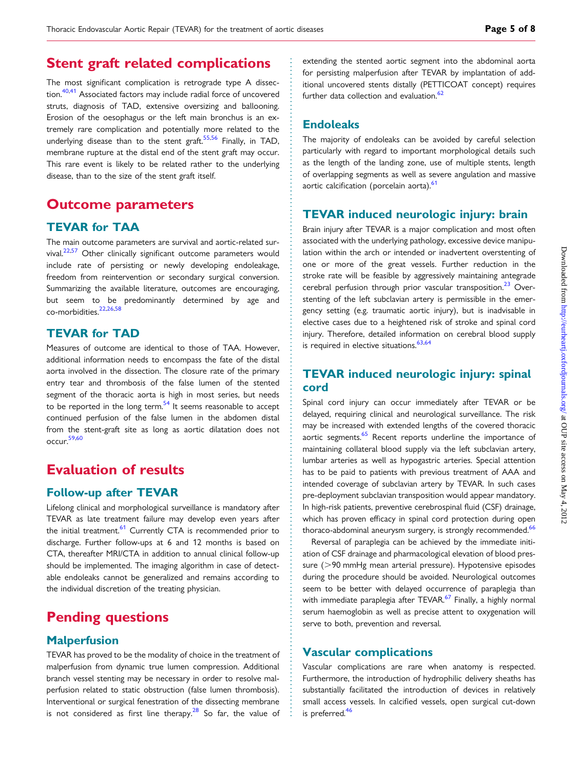# Stent graft related complications

The most significant complication is retrograde type A dissection.[40,41] Associated factors may include radial force of uncovered struts, diagnosis of TAD, extensive oversizing and ballooning. Erosion of the oesophagus or the left main bronchus is an extremely rare complication and potentially more related to the underlying disease than to the stent graft.[55,56] Finally, in TAD, membrane rupture at the distal end of the stent graft may occur. This rare event is likely to be related rather to the underlying disease, than to the size of the stent graft itself.

# Outcome parameters

## TEVAR for TAA

The main outcome parameters are survival and aortic-related survival.[22,57] Other clinically significant outcome parameters would include rate of persisting or newly developing endoleakage, freedom from reintervention or secondary surgical conversion. Summarizing the available literature, outcomes are encouraging, but seem to be predominantly determined by age and co-morbidities.[22,26,58]

## TEVAR for TAD

Measures of outcome are identical to those of TAA. However, additional information needs to encompass the fate of the distal aorta involved in the dissection. The closure rate of the primary entry tear and thrombosis of the false lumen of the stented segment of the thoracic aorta is high in most series, but needs to be reported in the long term.[54] It seems reasonable to accept continued perfusion of the false lumen in the abdomen distal from the stent-graft site as long as aortic dilatation does not occur.[59,60]

# Evaluation of results

## Follow-up after TEVAR

Lifelong clinical and morphological surveillance is mandatory after TEVAR as late treatment failure may develop even years after the initial treatment.[61] Currently CTA is recommended prior to discharge. Further follow-ups at 6 and 12 months is based on CTA, thereafter MRI/CTA in addition to annual clinical follow-up should be implemented. The imaging algorithm in case of detectable endoleaks cannot be generalized and remains according to the individual discretion of the treating physician.

# Pending questions

## Malperfusion

TEVAR has proved to be the modality of choice in the treatment of malperfusion from dynamic true lumen compression. Additional branch vessel stenting may be necessary in order to resolve malperfusion related to static obstruction (false lumen thrombosis). Interventional or surgical fenestration of the dissecting membrane is not considered as first line therapy.[28] So far, the value of extending the stented aortic segment into the abdominal aorta for persisting malperfusion after TEVAR by implantation of additional uncovered stents distally (PETTICOAT concept) requires further data collection and evaluation.[62]

## Endoleaks

The majority of endoleaks can be avoided by careful selection particularly with regard to important morphological details such as the length of the landing zone, use of multiple stents, length of overlapping segments as well as severe angulation and massive aortic calcification (porcelain aorta).[61]

## TEVAR induced neurologic injury: brain

Brain injury after TEVAR is a major complication and most often associated with the underlying pathology, excessive device manipulation within the arch or intended or inadvertent overstenting of one or more of the great vessels. Further reduction in the stroke rate will be feasible by aggressively maintaining antegrade cerebral perfusion through prior vascular transposition.[23] Overstenting of the left subclavian artery is permissible in the emergency setting (e.g. traumatic aortic injury), but is inadvisable in elective cases due to a heightened risk of stroke and spinal cord injury. Therefore, detailed information on cerebral blood supply is required in elective situations.[63,64]

## TEVAR induced neurologic injury: spinal cord

Spinal cord injury can occur immediately after TEVAR or be delayed, requiring clinical and neurological surveillance. The risk may be increased with extended lengths of the covered thoracic aortic segments.[65] Recent reports underline the importance of maintaining collateral blood supply via the left subclavian artery, lumbar arteries as well as hypogastric arteries. Special attention has to be paid to patients with previous treatment of AAA and intended coverage of subclavian artery by TEVAR. In such cases pre-deployment subclavian transposition would appear mandatory. In high-risk patients, preventive cerebrospinal fluid (CSF) drainage, which has proven efficacy in spinal cord protection during open thoraco-abdominal aneurysm surgery, is strongly recommended.[66]

Reversal of paraplegia can be achieved by the immediate initiation of CSF drainage and pharmacological elevation of blood pressure (>90 mmHg mean arterial pressure). Hypotensive episodes during the procedure should be avoided. Neurological outcomes seem to be better with delayed occurrence of paraplegia than with immediate paraplegia after TEVAR.[67] Finally, a highly normal serum haemoglobin as well as precise attent to oxygenation will serve to both, prevention and reversal.

## Vascular complications

Vascular complications are rare when anatomy is respected. Furthermore, the introduction of hydrophilic delivery sheaths has substantially facilitated the introduction of devices in relatively small access vessels. In calcified vessels, open surgical cut-down is preferred.[46]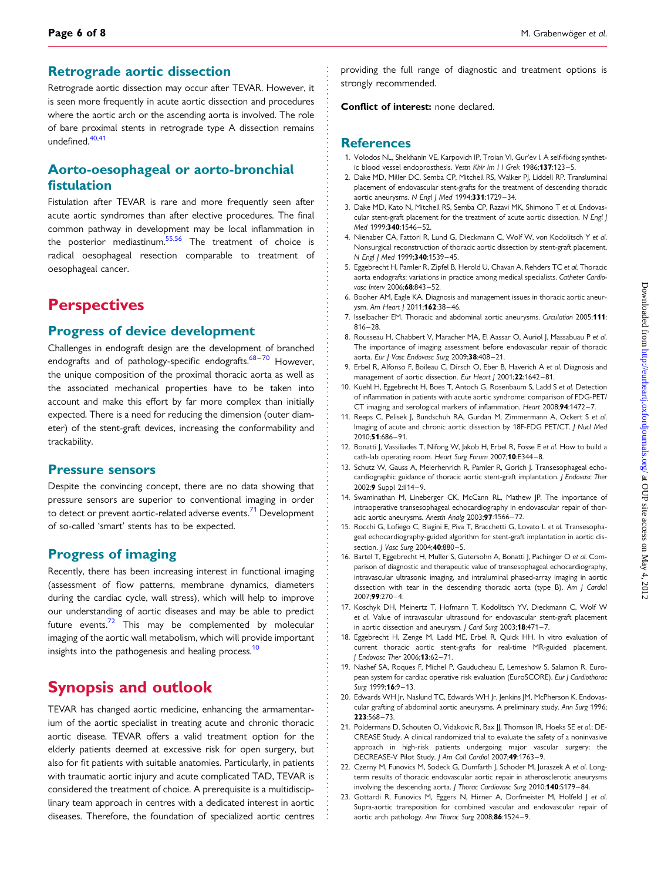## Retrograde aortic dissection

Retrograde aortic dissection may occur after TEVAR. However, it is seen more frequently in acute aortic dissection and procedures where the aortic arch or the ascending aorta is involved. The role of bare proximal stents in retrograde type A dissection remains undefined.[40,41]

## Aorto-oesophageal or aorto-bronchial fistulation

Fistulation after TEVAR is rare and more frequently seen after acute aortic syndromes than after elective procedures. The final common pathway in development may be local inflammation in the posterior mediastinum.[55,56] The treatment of choice is radical oesophageal resection comparable to treatment of oesophageal cancer.

# Perspectives

## Progress of device development

Challenges in endograft design are the development of branched endografts and of pathology-specific endografts.[68–70] However, the unique composition of the proximal thoracic aorta as well as the associated mechanical properties have to be taken into account and make this effort by far more complex than initially expected. There is a need for reducing the dimension (outer diameter) of the stent-graft devices, increasing the conformability and trackability.

## Pressure sensors

Despite the convincing concept, there are no data showing that pressure sensors are superior to conventional imaging in order to detect or prevent aortic-related adverse events.[71] Development of so-called 'smart' stents has to be expected.

## Progress of imaging

Recently, there has been increasing interest in functional imaging (assessment of flow patterns, membrane dynamics, diameters during the cardiac cycle, wall stress), which will help to improve our understanding of aortic diseases and may be able to predict future events.[72] This may be complemented by molecular imaging of the aortic wall metabolism, which will provide important insights into the pathogenesis and healing process.[10]

# Synopsis and outlook

TEVAR has changed aortic medicine, enhancing the armamentarium of the aortic specialist in treating acute and chronic thoracic aortic disease. TEVAR offers a valid treatment option for the elderly patients deemed at excessive risk for open surgery, but also for fit patients with suitable anatomies. Particularly, in patients with traumatic aortic injury and acute complicated TAD, TEVAR is considered the treatment of choice. A prerequisite is a multidisciplinary team approach in centres with a dedicated interest in aortic diseases. Therefore, the foundation of specialized aortic centres providing the full range of diagnostic and treatment options is strongly recommended.

**Conflict of interest:** none declared.

## References

1. Volodos NL, Shekhanin VE, Karpovich IP, Troian VI, Gur'ev I. A self-fixing synthetic blood vessel endoprosthesis. *Vestn Khir Im I I Grek* 1986;**137**:123–5.
2. Dake MD, Miller DC, Semba CP, Mitchell RS, Walker PJ, Liddell RP. Transluminal placement of endovascular stent-grafts for the treatment of descending thoracic aortic aneurysms. *N Engl J Med* 1994;**331**:1729–34.
3. Dake MD, Kato N, Mitchell RS, Semba CP, Razavi MK, Shimono T *et al.* Endovascular stent-graft placement for the treatment of acute aortic dissection. *N Engl J Med* 1999;**340**:1546–52.
4. Nienaber CA, Fattori R, Lund G, Dieckmann C, Wolf W, von Kodolitsch Y *et al.* Nonsurgical reconstruction of thoracic aortic dissection by stent-graft placement. *N Engl J Med* 1999;**340**:1539–45.
5. Eggebrecht H, Pamler R, Zipfel B, Herold U, Chavan A, Rehders TC *et al.* Thoracic aorta endografts: variations in practice among medical specialists. *Catheter Cardiovasc Interv* 2006;**68**:843–52.
6. Booher AM, Eagle KA. Diagnosis and management issues in thoracic aortic aneurysm. *Am Heart J* 2011;**162**:38–46.
7. Isselbacher EM. Thoracic and abdominal aortic aneurysms. *Circulation* 2005;**111**:816–28.
8. Rousseau H, Chabbert V, Maracher MA, El Aassar O, Auriol J, Massabuau P *et al.* The importance of imaging assessment before endovascular repair of thoracic aorta. *Eur J Vasc Endovasc Surg* 2009;**38**:408–21.
9. Erbel R, Alfonso F, Boileau C, Dirsch O, Eber B, Haverich A *et al.* Diagnosis and management of aortic dissection. *Eur Heart J* 2001;**22**:1642–81.
10. Kuehl H, Eggebrecht H, Boes T, Antoch G, Rosenbaum S, Ladd S *et al.* Detection of inflammation in patients with acute aortic syndrome: comparison of FDG-PET/CT imaging and serological markers of inflammation. *Heart* 2008;**94**:1472–7.
11. Reeps C, Pelisek J, Bundschuh RA, Gurdan M, Zimmermann A, Ockert S *et al.* Imaging of acute and chronic aortic dissection by 18F-FDG PET/CT. *J Nucl Med* 2010;**51**:686–91.
12. Bonatti J, Vassiliades T, Nifong W, Jakob H, Erbel R, Fosse E *et al.* How to build a cath-lab operating room. *Heart Surg Forum* 2007;**10**:E344–8.
13. Schutz W, Gauss A, Meierhenrich R, Pamler R, Gorich J. Transesophageal echocardiographic guidance of thoracic aortic stent-graft implantation. *J Endovasc Ther* 2002;**9** Suppl 2:II14–9.
14. Swaminathan M, Lineberger CK, McCann RL, Mathew JP. The importance of intraoperative transesophageal echocardiography in endovascular repair of thoracic aortic aneurysms. *Anesth Analg* 2003;**97**:1566–72.
15. Rocchi G, Lofiego C, Biagini E, Piva T, Bracchetti G, Lovato L *et al.* Transesophageal echocardiography-guided algorithm for stent-graft implantation in aortic dissection. *J Vasc Surg* 2004;**40**:880–5.
16. Bartel T, Eggebrecht H, Muller S, Gutersohn A, Bonatti J, Pachinger O *et al.* Comparison of diagnostic and therapeutic value of transesophageal echocardiography, intravascular ultrasonic imaging, and intraluminal phased-array imaging in aortic dissection with tear in the descending thoracic aorta (type B). *Am J Cardiol* 2007;**99**:270–4.
17. Koschyk DH, Meinertz T, Hofmann T, Kodolitsch YV, Dieckmann C, Wolf W *et al.* Value of intravascular ultrasound for endovascular stent-graft placement in aortic dissection and aneurysm. *J Card Surg* 2003;**18**:471–7.
18. Eggebrecht H, Zenge M, Ladd ME, Erbel R, Quick HH. In vitro evaluation of current thoracic aortic stent-grafts for real-time MR-guided placement. *J Endovasc Ther* 2006;**13**:62–71.
19. Nashef SA, Roques F, Michel P, Gauducheau E, Lemeshow S, Salamon R. European system for cardiac operative risk evaluation (EuroSCORE). *Eur J Cardiothorac Surg* 1999;**16**:9–13.
20. Edwards WH Jr, Naslund TC, Edwards WH Jr, Jenkins JM, McPherson K. Endovascular grafting of abdominal aortic aneurysms. A preliminary study. *Ann Surg* 1996;**223**:568–73.
21. Poldermans D, Schouten O, Vidakovic R, Bax JJ, Thomson IR, Hoeks SE *et al.*; DECREASE Study. A clinical randomized trial to evaluate the safety of a noninvasive approach in high-risk patients undergoing major vascular surgery: the DECREASE-V Pilot Study. *J Am Coll Cardiol* 2007;**49**:1763–9.
22. Czerny M, Funovics M, Sodeck G, Dumfarth J, Schoder M, Juraszek A *et al.* Long-term results of thoracic endovascular aortic repair in atherosclerotic aneurysms involving the descending aorta. *J Thorac Cardiovasc Surg* 2010;**140**:S179–84.
23. Gottardi R, Funovics M, Eggers N, Hirner A, Dorfmeister M, Holfeld J *et al.* Supra-aortic transposition for combined vascular and endovascular repair of aortic arch pathology. *Ann Thorac Surg* 2008;**86**:1524–9.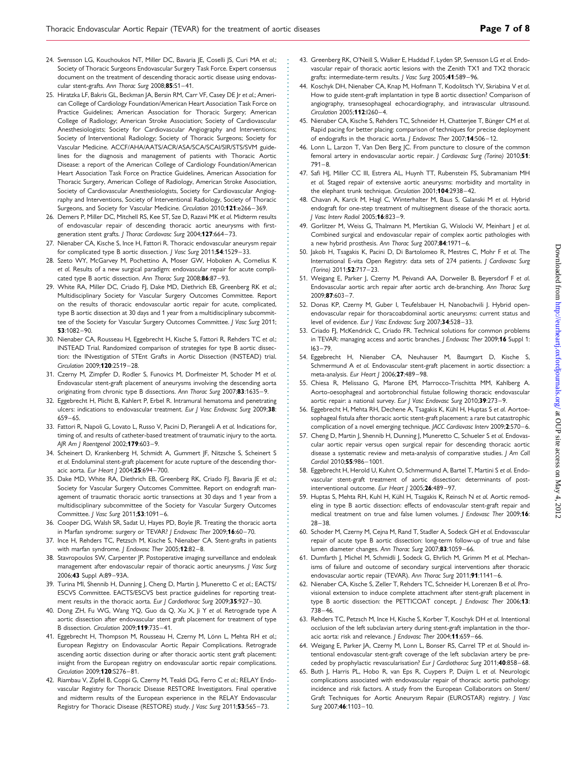24. Svensson LG, Kouchoukos NT, Miller DC, Bavaria JE, Coselli JS, Curi MA *et al.*; Society of Thoracic Surgeons Endovascular Surgery Task Force. Expert consensus document on the treatment of descending thoracic aortic disease using endovascular stent-grafts. *Ann Thorac Surg* 2008;**85**:S1–41.
25. Hiratzka LF, Bakris GL, Beckman JA, Bersin RM, Carr VF, Casey DE Jr *et al.*; American College of Cardiology Foundation/American Heart Association Task Force on Practice Guidelines; American Association for Thoracic Surgery; American College of Radiology; American Stroke Association; Society of Cardiovascular Anesthesiologists; Society for Cardiovascular Angiography and Interventions; Society of Interventional Radiology; Society of Thoracic Surgeons; Society for Vascular Medicine. ACCF/AHA/AATS/ACR/ASA/SCA/SCAI/SIR/STS/SVM guidelines for the diagnosis and management of patients with Thoracic Aortic Disease: a report of the American College of Cardiology Foundation/American Heart Association Task Force on Practice Guidelines, American Association for Thoracic Surgery, American College of Radiology, American Stroke Association, Society of Cardiovascular Anesthesiologists, Society for Cardiovascular Angiography and Interventions, Society of Interventional Radiology, Society of Thoracic Surgeons, and Society for Vascular Medicine. *Circulation* 2010;**121**:e266–369.
26. Demers P, Miller DC, Mitchell RS, Kee ST, Sze D, Razavi MK *et al.* Midterm results of endovascular repair of descending thoracic aortic aneurysms with first-generation stent grafts. *J Thorac Cardiovasc Surg* 2004;**127**:664–73.
27. Nienaber CA, Kische S, Ince H, Fattori R. Thoracic endovascular aneurysm repair for complicated type B aortic dissection. *J Vasc Surg* 2011;**54**:1529–33.
28. Szeto WY, McGarvey M, Pochettino A, Moser GW, Hoboken A, Cornelius K *et al.* Results of a new surgical paradigm: endovascular repair for acute complicated type B aortic dissection. *Ann Thorac Surg* 2008;**86**:87–93.
29. White RA, Miller DC, Criado FJ, Dake MD, Diethrich EB, Greenberg RK *et al.*; Multidisciplinary Society for Vascular Surgery Outcomes Committee. Report on the results of thoracic endovascular aortic repair for acute, complicated, type B aortic dissection at 30 days and 1 year from a multidisciplinary subcommittee of the Society for Vascular Surgery Outcomes Committee. *J Vasc Surg* 2011;**53**:1082–90.
30. Nienaber CA, Rousseau H, Eggebrecht H, Kische S, Fattori R, Rehders TC *et al.*; INSTEAD Trial. Randomized comparison of strategies for type B aortic dissection: the INvestigation of STEnt Grafts in Aortic Dissection (INSTEAD) trial. *Circulation* 2009;**120**:2519–28.
31. Czerny M, Zimpfer D, Rodler S, Funovics M, Dorfmeister M, Schoder M *et al.* Endovascular stent-graft placement of aneurysms involving the descending aorta originating from chronic type B dissections. *Ann Thorac Surg* 2007;**83**:1635–9.
32. Eggebrecht H, Plicht B, Kahlert P, Erbel R. Intramural hematoma and penetrating ulcers: indications to endovascular treatment. *Eur J Vasc Endovasc Surg* 2009;**38**:659–65.
33. Fattori R, Napoli G, Lovato L, Russo V, Pacini D, Pierangeli A *et al.* Indications for, timing of, and results of catheter-based treatment of traumatic injury to the aorta. *AJR Am J Roentgenol* 2002;**179**:603–9.
34. Scheinert D, Krankenberg H, Schmidt A, Gummert JF, Nitzsche S, Scheinert S *et al.* Endoluminal stent-graft placement for acute rupture of the descending thoracic aorta. *Eur Heart J* 2004;**25**:694–700.
35. Dake MD, White RA, Diethrich EB, Greenberg RK, Criado FJ, Bavaria JE *et al.*; Society for Vascular Surgery Outcomes Committee. Report on endograft management of traumatic thoracic aortic transections at 30 days and 1 year from a multidisciplinary subcommittee of the Society for Vascular Surgery Outcomes Committee. *J Vasc Surg* 2011;**53**:1091–6.
36. Cooper DG, Walsh SR, Sadat U, Hayes PD, Boyle JR. Treating the thoracic aorta in Marfan syndrome: surgery or TEVAR? *J Endovasc Ther* 2009;**16**:60–70.
37. Ince H, Rehders TC, Petzsch M, Kische S, Nienaber CA. Stent-grafts in patients with marfan syndrome. *J Endovasc Ther* 2005;**12**:82–8.
38. Stavropoulos SW, Carpenter JP. Postoperative imaging surveillance and endoleak management after endovascular repair of thoracic aortic aneurysms. *J Vasc Surg* 2006;**43** Suppl A:89–93A.
39. Turina MI, Shennib H, Dunning J, Cheng D, Martin J, Muneretto C *et al.*; EACTS/ESCVS Committee. EACTS/ESCVS best practice guidelines for reporting treatment results in the thoracic aorta. *Eur J Cardiothorac Surg* 2009;**35**:927–30.
40. Dong ZH, Fu WG, Wang YQ, Guo da Q, Xu X, Ji Y *et al.* Retrograde type A aortic dissection after endovascular stent graft placement for treatment of type B dissection. *Circulation* 2009;**119**:735–41.
41. Eggebrecht H, Thompson M, Rousseau H, Czerny M, Lönn L, Mehta RH *et al.*; European Registry on Endovascular Aortic Repair Complications. Retrograde ascending aortic dissection during or after thoracic aortic stent graft placement: insight from the European registry on endovascular aortic repair complications. *Circulation* 2009;**120**:S276–81.
42. Riambau V, Zipfel B, Coppi G, Czerny M, Tealdi DG, Ferro C *et al.*; RELAY Endovascular Registry for Thoracic Disease RESTORE Investigators. Final operative and midterm results of the European experience in the RELAY Endovascular Registry for Thoracic Disease (RESTORE) study. *J Vasc Surg* 2011;**53**:565–73.
43. Greenberg RK, O'Neill S, Walker E, Haddad F, Lyden SP, Svensson LG *et al.* Endovascular repair of thoracic aortic lesions with the Zenith TX1 and TX2 thoracic grafts: intermediate-term results. *J Vasc Surg* 2005;**41**:589–96.
44. Koschyk DH, Nienaber CA, Knap M, Hofmann T, Kodolitsch YV, Skriabina V *et al.* How to guide stent-graft implantation in type B aortic dissection? Comparison of angiography, transesophageal echocardiography, and intravascular ultrasound. *Circulation* 2005;**112**:I260–4.
45. Nienaber CA, Kische S, Rehders TC, Schneider H, Chatterjee T, Bünger CM *et al.* Rapid pacing for better placing: comparison of techniques for precise deployment of endografts in the thoracic aorta. *J Endovasc Ther* 2007;**14**:506–12.
46. Lonn L, Larzon T, Van Den Berg JC. From puncture to closure of the common femoral artery in endovascular aortic repair. *J Cardiovasc Surg (Torino)* 2010;**51**:791–8.
47. Safi HJ, Miller CC III, Estrera AL, Huynh TT, Rubenstein FS, Subramaniam MH *et al.* Staged repair of extensive aortic aneurysms: morbidity and mortality in the elephant trunk technique. *Circulation* 2001;**104**:2938–42.
48. Chavan A, Karck M, Hagl C, Winterhalter M, Baus S, Galanski M *et al.* Hybrid endograft for one-step treatment of multisegment disease of the thoracic aorta. *J Vasc Interv Radiol* 2005;**16**:823–9.
49. Gorlitzer M, Weiss G, Thalmann M, Mertikian G, Wislocki W, Meinhart J *et al.* Combined surgical and endovascular repair of complex aortic pathologies with a new hybrid prosthesis. *Ann Thorac Surg* 2007;**84**:1971–6.
50. Jakob H, Tsagakis K, Pacini D, Di Bartolomeo R, Mestres C, Mohr F *et al.* The International E-vita Open Registry: data sets of 274 patients. *J Cardiovasc Surg (Torino)* 2011;**52**:717–23.
51. Weigang E, Parker J, Czerny M, Peivandi AA, Dorweiler B, Beyersdorf F *et al.* Endovascular aortic arch repair after aortic arch de-branching. *Ann Thorac Surg* 2009;**87**:603–7.
52. Donas KP, Czerny M, Guber I, Teufelsbauer H, Nanobachvili J. Hybrid open-endovascular repair for thoracoabdominal aortic aneurysms: current status and level of evidence. *Eur J Vasc Endovasc Surg* 2007;**34**:528–33.
53. Criado FJ, McKendrick C, Criado FR. Technical solutions for common problems in TEVAR: managing access and aortic branches. *J Endovasc Ther* 2009;**16** Suppl 1: I63–79.
54. Eggebrecht H, Nienaber CA, Neuhauser M, Baumgart D, Kische S, Schmermund A *et al.* Endovascular stent-graft placement in aortic dissection: a meta-analysis. *Eur Heart J* 2006;**27**:489–98.
55. Chiesa R, Melissano G, Marone EM, Marrocco-Trischitta MM, Kahlberg A. Aorto-oesophageal and aortobronchial fistulae following thoracic endovascular aortic repair: a national survey. *Eur J Vasc Endovasc Surg* 2010;**39**:273–9.
56. Eggebrecht H, Mehta RH, Dechene A, Tsagakis K, Kühl H, Huptas S *et al.* Aortoesophageal fistula after thoracic aortic stent-graft placement: a rare but catastrophic complication of a novel emerging technique. *JACC Cardiovasc Interv* 2009;**2**:570–6.
57. Cheng D, Martin J, Shennib H, Dunning J, Muneretto C, Schueler S *et al.* Endovascular aortic repair versus open surgical repair for descending thoracic aortic disease a systematic review and meta-analysis of comparative studies. *J Am Coll Cardiol* 2010;**55**:986–1001.
58. Eggebrecht H, Herold U, Kuhnt O, Schmermund A, Bartel T, Martini S *et al.* Endovascular stent-graft treatment of aortic dissection: determinants of post-interventional outcome. *Eur Heart J* 2005;**26**:489–97.
59. Huptas S, Mehta RH, Kuhl H, Kühl H, Tsagakis K, Reinsch N *et al.* Aortic remodeling in type B aortic dissection: effects of endovascular stent-graft repair and medical treatment on true and false lumen volumes. *J Endovasc Ther* 2009;**16**: 28–38.
60. Schoder M, Czerny M, Cejna M, Rand T, Stadler A, Sodeck GH *et al.* Endovascular repair of acute type B aortic dissection: long-term follow-up of true and false lumen diameter changes. *Ann Thorac Surg* 2007;**83**:1059–66.
61. Dumfarth J, Michel M, Schmidli J, Sodeck G, Ehrlich M, Grimm M *et al.* Mechanisms of failure and outcome of secondary surgical interventions after thoracic endovascular aortic repair (TEVAR). *Ann Thorac Surg* 2011;**91**:1141–6.
62. Nienaber CA, Kische S, Zeller T, Rehders TC, Schneider H, Lorenzen B *et al.* Provisional extension to induce complete attachment after stent-graft placement in type B aortic dissection: the PETTICOAT concept. *J Endovasc Ther* 2006;**13**: 738–46.
63. Rehders TC, Petzsch M, Ince H, Kische S, Korber T, Koschyk DH *et al.* Intentional occlusion of the left subclavian artery during stent-graft implantation in the thoracic aorta: risk and relevance. *J Endovasc Ther* 2004;**11**:659–66.
64. Weigang E, Parker JA, Czerny M, Lonn L, Bonser RS, Carrel TP *et al.* Should intentional endovascular stent-graft coverage of the left subclavian artery be preceded by prophylactic revascularisation? *Eur J Cardiothorac Surg* 2011;**40**:858–68.
65. Buth J, Harris PL, Hobo R, van Eps R, Cuypers P, Duijm L *et al.* Neurologic complications associated with endovascular repair of thoracic aortic pathology: incidence and risk factors. A study from the European Collaborators on Stent/Graft Techniques for Aortic Aneurysm Repair (EUROSTAR) registry. *J Vasc Surg* 2007;**46**:1103–10.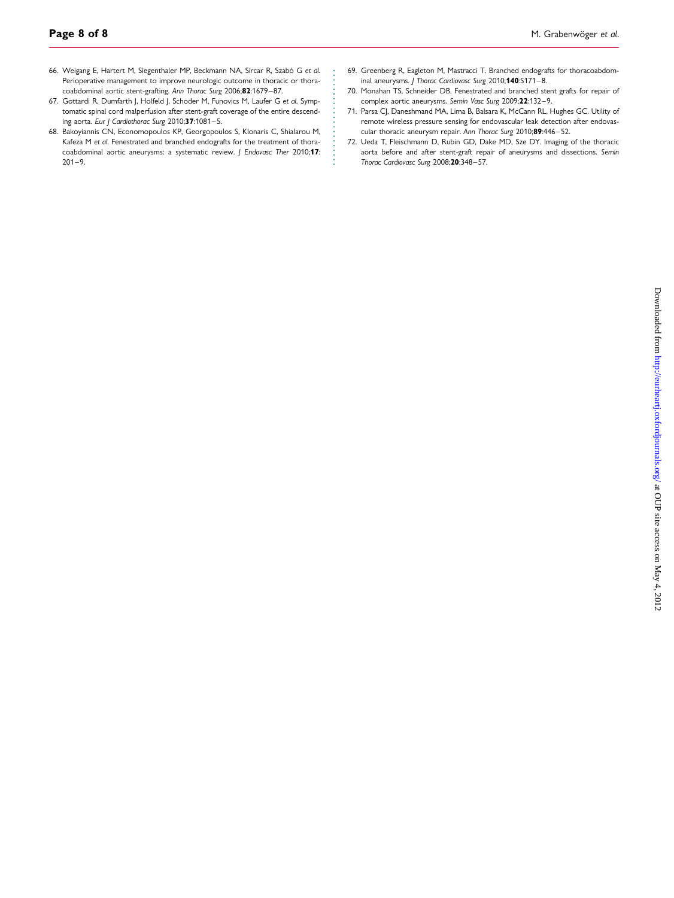66. Weigang E, Hartert M, Siegenthaler MP, Beckmann NA, Sircar R, Szabò G *et al.* Perioperative management to improve neurologic outcome in thoracic or thoracoabdominal aortic stent-grafting. *Ann Thorac Surg* 2006;**82**:1679–87.
67. Gottardi R, Dumfarth J, Holfeld J, Schoder M, Funovics M, Laufer G *et al.* Symptomatic spinal cord malperfusion after stent-graft coverage of the entire descending aorta. *Eur J Cardiothorac Surg* 2010;**37**:1081–5.
68. Bakoyiannis CN, Economopoulos KP, Georgopoulos S, Klonaris C, Shialarou M, Kafeza M *et al.* Fenestrated and branched endografts for the treatment of thoracoabdominal aortic aneurysms: a systematic review. *J Endovasc Ther* 2010;**17**: 201–9.
69. Greenberg R, Eagleton M, Mastracci T. Branched endografts for thoracoabdominal aneurysms. *J Thorac Cardiovasc Surg* 2010;**140**:S171–8.
70. Monahan TS, Schneider DB. Fenestrated and branched stent grafts for repair of complex aortic aneurysms. *Semin Vasc Surg* 2009;**22**:132–9.
71. Parsa CJ, Daneshmand MA, Lima B, Balsara K, McCann RL, Hughes GC. Utility of remote wireless pressure sensing for endovascular leak detection after endovascular thoracic aneurysm repair. *Ann Thorac Surg* 2010;**89**:446–52.
72. Ueda T, Fleischmann D, Rubin GD, Dake MD, Sze DY. Imaging of the thoracic aorta before and after stent-graft repair of aneurysms and dissections. *Semin Thorac Cardiovasc Surg* 2008;**20**:348–57.